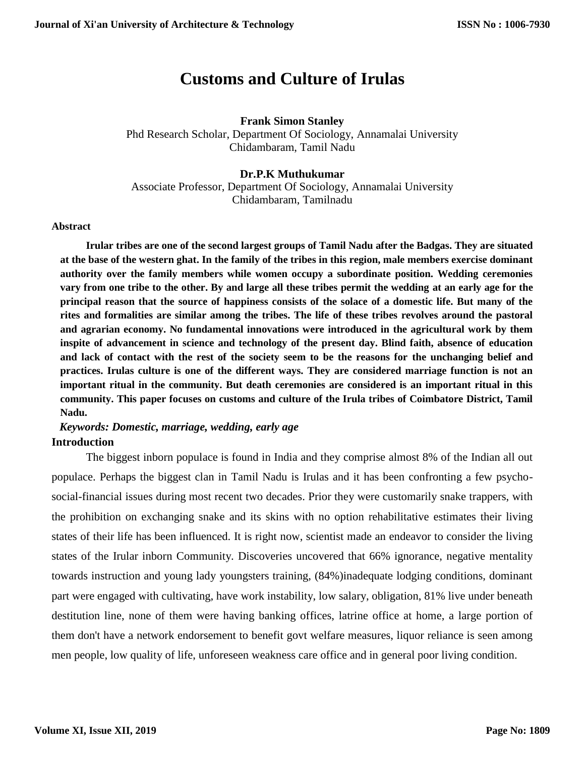# Customs and Culture of Irulas

**Frank Simon Stanley**
Phd Research Scholar, Department Of Sociology, Annamalai University
Chidambaram, Tamil Nadu

**Dr.P.K Muthukumar**
Associate Professor, Department Of Sociology, Annamalai University
Chidambaram, Tamilnadu

**Abstract**

**Irular tribes are one of the second largest groups of Tamil Nadu after the Badgas. They are situated at the base of the western ghat. In the family of the tribes in this region, male members exercise dominant authority over the family members while women occupy a subordinate position. Wedding ceremonies vary from one tribe to the other. By and large all these tribes permit the wedding at an early age for the principal reason that the source of happiness consists of the solace of a domestic life. But many of the rites and formalities are similar among the tribes. The life of these tribes revolves around the pastoral and agrarian economy. No fundamental innovations were introduced in the agricultural work by them inspite of advancement in science and technology of the present day. Blind faith, absence of education and lack of contact with the rest of the society seem to be the reasons for the unchanging belief and practices. Irulas culture is one of the different ways. They are considered marriage function is not an important ritual in the community. But death ceremonies are considered is an important ritual in this community. This paper focuses on customs and culture of the Irula tribes of Coimbatore District, Tamil Nadu.**

***Keywords: Domestic, marriage, wedding, early age***

## Introduction

The biggest inborn populace is found in India and they comprise almost 8% of the Indian all out populace. Perhaps the biggest clan in Tamil Nadu is Irulas and it has been confronting a few psycho-social-financial issues during most recent two decades. Prior they were customarily snake trappers, with the prohibition on exchanging snake and its skins with no option rehabilitative estimates their living states of their life has been influenced. It is right now, scientist made an endeavor to consider the living states of the Irular inborn Community. Discoveries uncovered that 66% ignorance, negative mentality towards instruction and young lady youngsters training, (84%)inadequate lodging conditions, dominant part were engaged with cultivating, have work instability, low salary, obligation, 81% live under beneath destitution line, none of them were having banking offices, latrine office at home, a large portion of them don't have a network endorsement to benefit govt welfare measures, liquor reliance is seen among men people, low quality of life, unforeseen weakness care office and in general poor living condition.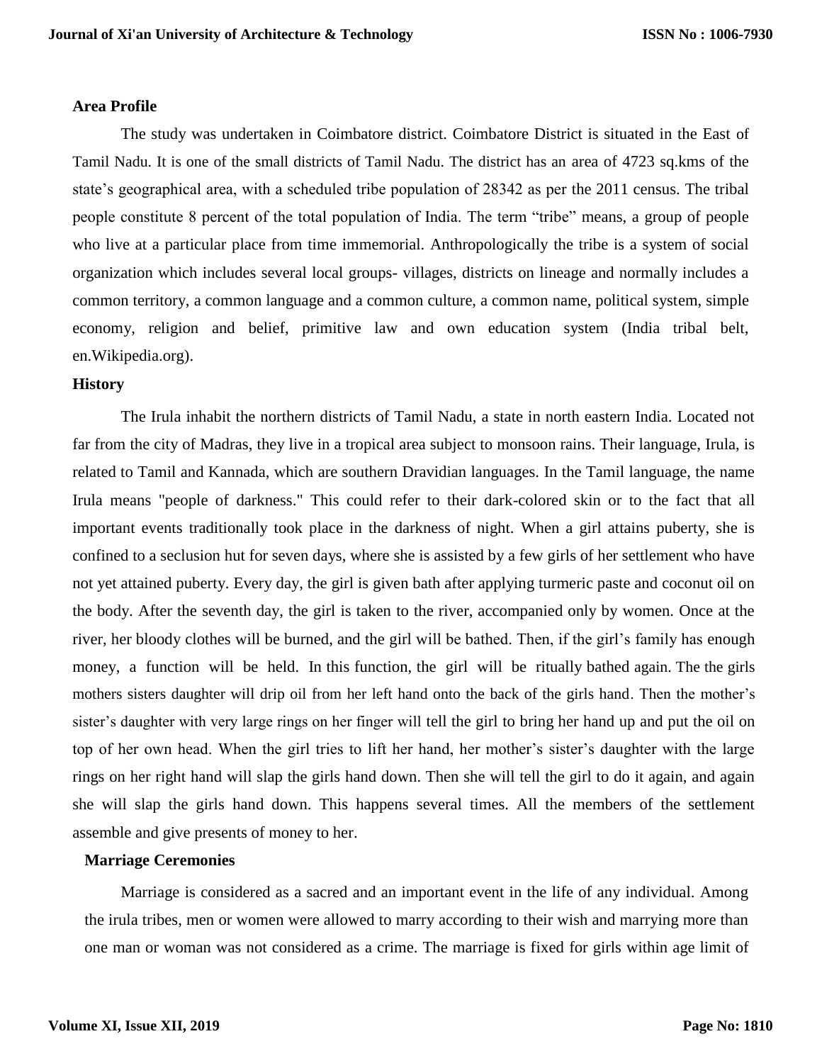**Area Profile**

The study was undertaken in Coimbatore district. Coimbatore District is situated in the East of Tamil Nadu. It is one of the small districts of Tamil Nadu. The district has an area of 4723 sq.kms of the state's geographical area, with a scheduled tribe population of 28342 as per the 2011 census. The tribal people constitute 8 percent of the total population of India. The term "tribe" means, a group of people who live at a particular place from time immemorial. Anthropologically the tribe is a system of social organization which includes several local groups- villages, districts on lineage and normally includes a common territory, a common language and a common culture, a common name, political system, simple economy, religion and belief, primitive law and own education system (India tribal belt, en.Wikipedia.org).

**History**

The Irula inhabit the northern districts of Tamil Nadu, a state in north eastern India. Located not far from the city of Madras, they live in a tropical area subject to monsoon rains. Their language, Irula, is related to Tamil and Kannada, which are southern Dravidian languages. In the Tamil language, the name Irula means "people of darkness." This could refer to their dark-colored skin or to the fact that all important events traditionally took place in the darkness of night. When a girl attains puberty, she is confined to a seclusion hut for seven days, where she is assisted by a few girls of her settlement who have not yet attained puberty. Every day, the girl is given bath after applying turmeric paste and coconut oil on the body. After the seventh day, the girl is taken to the river, accompanied only by women. Once at the river, her bloody clothes will be burned, and the girl will be bathed. Then, if the girl's family has enough money, a function will be held. In this function, the girl will be ritually bathed again. The the girls mothers sisters daughter will drip oil from her left hand onto the back of the girls hand. Then the mother's sister's daughter with very large rings on her finger will tell the girl to bring her hand up and put the oil on top of her own head. When the girl tries to lift her hand, her mother's sister's daughter with the large rings on her right hand will slap the girls hand down. Then she will tell the girl to do it again, and again she will slap the girls hand down. This happens several times. All the members of the settlement assemble and give presents of money to her.

**Marriage Ceremonies**

Marriage is considered as a sacred and an important event in the life of any individual. Among the irula tribes, men or women were allowed to marry according to their wish and marrying more than one man or woman was not considered as a crime. The marriage is fixed for girls within age limit of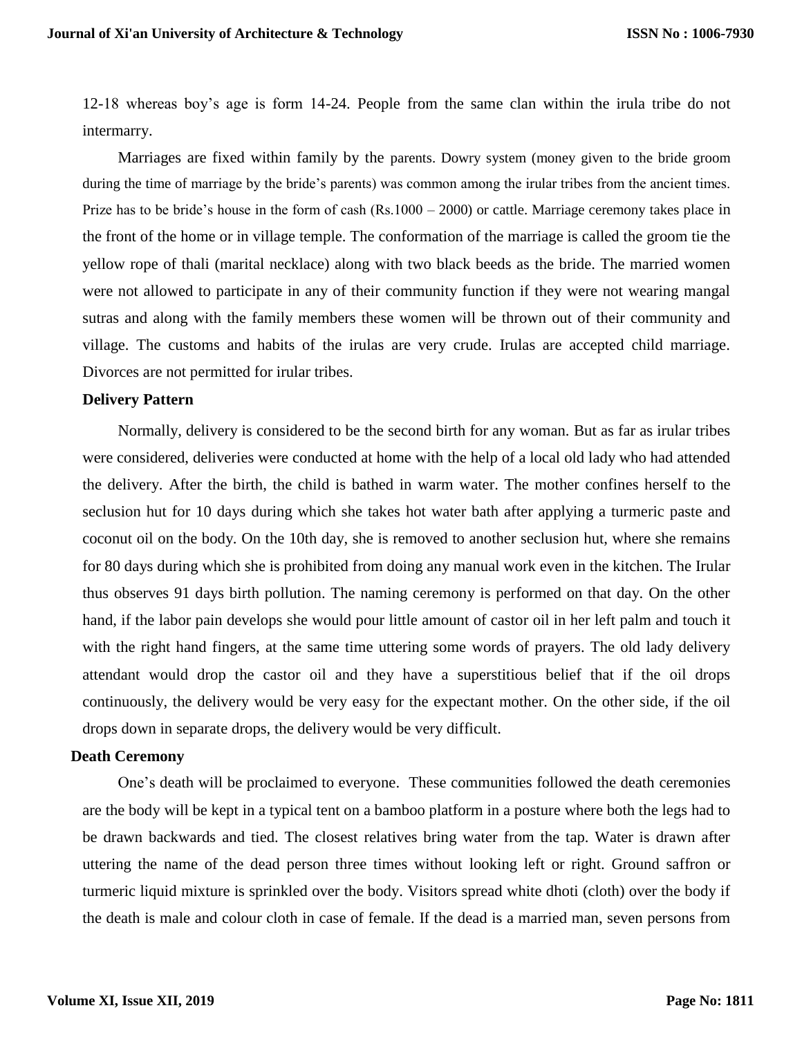12-18 whereas boy's age is form 14-24. People from the same clan within the irula tribe do not intermarry.

Marriages are fixed within family by the parents. Dowry system (money given to the bride groom during the time of marriage by the bride's parents) was common among the irular tribes from the ancient times. Prize has to be bride's house in the form of cash (Rs.1000 – 2000) or cattle. Marriage ceremony takes place in the front of the home or in village temple. The conformation of the marriage is called the groom tie the yellow rope of thali (marital necklace) along with two black beeds as the bride. The married women were not allowed to participate in any of their community function if they were not wearing mangal sutras and along with the family members these women will be thrown out of their community and village. The customs and habits of the irulas are very crude. Irulas are accepted child marriage. Divorces are not permitted for irular tribes.

**Delivery Pattern**

Normally, delivery is considered to be the second birth for any woman. But as far as irular tribes were considered, deliveries were conducted at home with the help of a local old lady who had attended the delivery. After the birth, the child is bathed in warm water. The mother confines herself to the seclusion hut for 10 days during which she takes hot water bath after applying a turmeric paste and coconut oil on the body. On the 10th day, she is removed to another seclusion hut, where she remains for 80 days during which she is prohibited from doing any manual work even in the kitchen. The Irular thus observes 91 days birth pollution. The naming ceremony is performed on that day. On the other hand, if the labor pain develops she would pour little amount of castor oil in her left palm and touch it with the right hand fingers, at the same time uttering some words of prayers. The old lady delivery attendant would drop the castor oil and they have a superstitious belief that if the oil drops continuously, the delivery would be very easy for the expectant mother. On the other side, if the oil drops down in separate drops, the delivery would be very difficult.

**Death Ceremony**

One's death will be proclaimed to everyone. These communities followed the death ceremonies are the body will be kept in a typical tent on a bamboo platform in a posture where both the legs had to be drawn backwards and tied. The closest relatives bring water from the tap. Water is drawn after uttering the name of the dead person three times without looking left or right. Ground saffron or turmeric liquid mixture is sprinkled over the body. Visitors spread white dhoti (cloth) over the body if the death is male and colour cloth in case of female. If the dead is a married man, seven persons from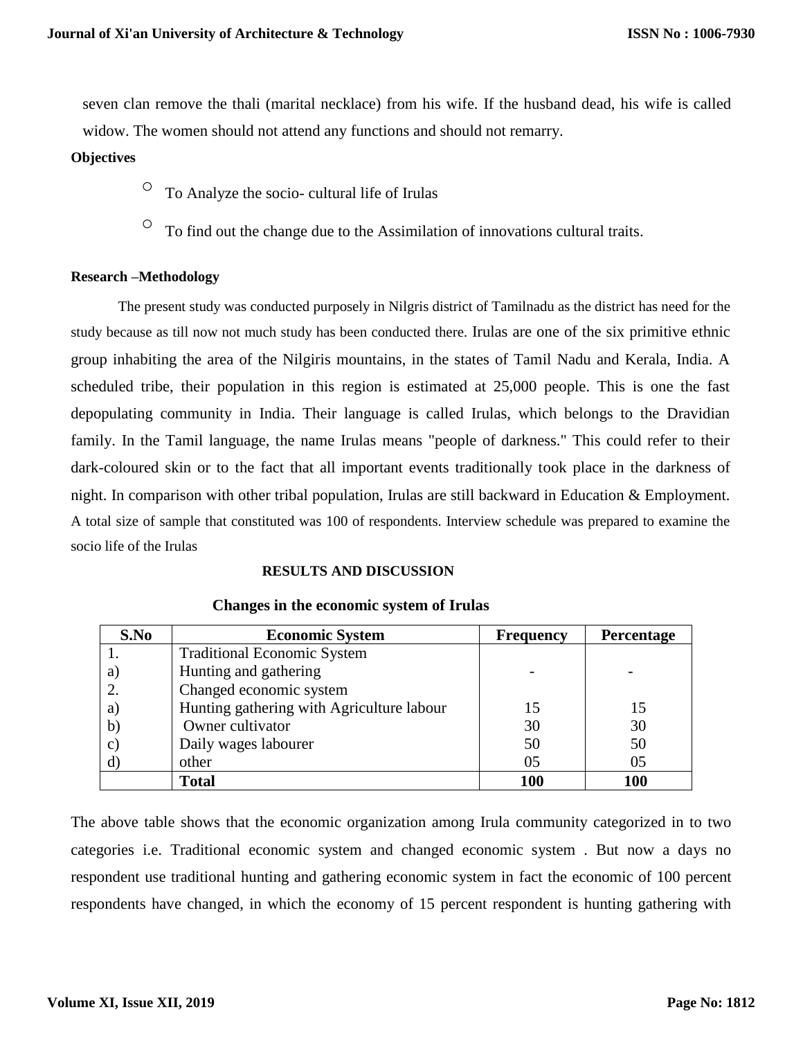seven clan remove the thali (marital necklace) from his wife. If the husband dead, his wife is called widow. The women should not attend any functions and should not remarry.

**Objectives**

- To Analyze the socio- cultural life of Irulas
- To find out the change due to the Assimilation of innovations cultural traits.

**Research –Methodology**

The present study was conducted purposely in Nilgris district of Tamilnadu as the district has need for the study because as till now not much study has been conducted there. Irulas are one of the six primitive ethnic group inhabiting the area of the Nilgiris mountains, in the states of Tamil Nadu and Kerala, India. A scheduled tribe, their population in this region is estimated at 25,000 people. This is one the fast depopulating community in India. Their language is called Irulas, which belongs to the Dravidian family. In the Tamil language, the name Irulas means "people of darkness." This could refer to their dark-coloured skin or to the fact that all important events traditionally took place in the darkness of night. In comparison with other tribal population, Irulas are still backward in Education & Employment. A total size of sample that constituted was 100 of respondents. Interview schedule was prepared to examine the socio life of the Irulas

**RESULTS AND DISCUSSION**

**Changes in the economic system of Irulas**

| S.No | Economic System | Frequency | Percentage |
|---|---|---|---|
| 1. | Traditional Economic System | | |
| a) | Hunting and gathering | - | - |
| 2. | Changed economic system | | |
| a) | Hunting gathering with Agriculture labour | 15 | 15 |
| b) | Owner cultivator | 30 | 30 |
| c) | Daily wages labourer | 50 | 50 |
| d) | other | 05 | 05 |
| | **Total** | **100** | **100** |

The above table shows that the economic organization among Irula community categorized in to two categories i.e. Traditional economic system and changed economic system . But now a days no respondent use traditional hunting and gathering economic system in fact the economic of 100 percent respondents have changed, in which the economy of 15 percent respondent is hunting gathering with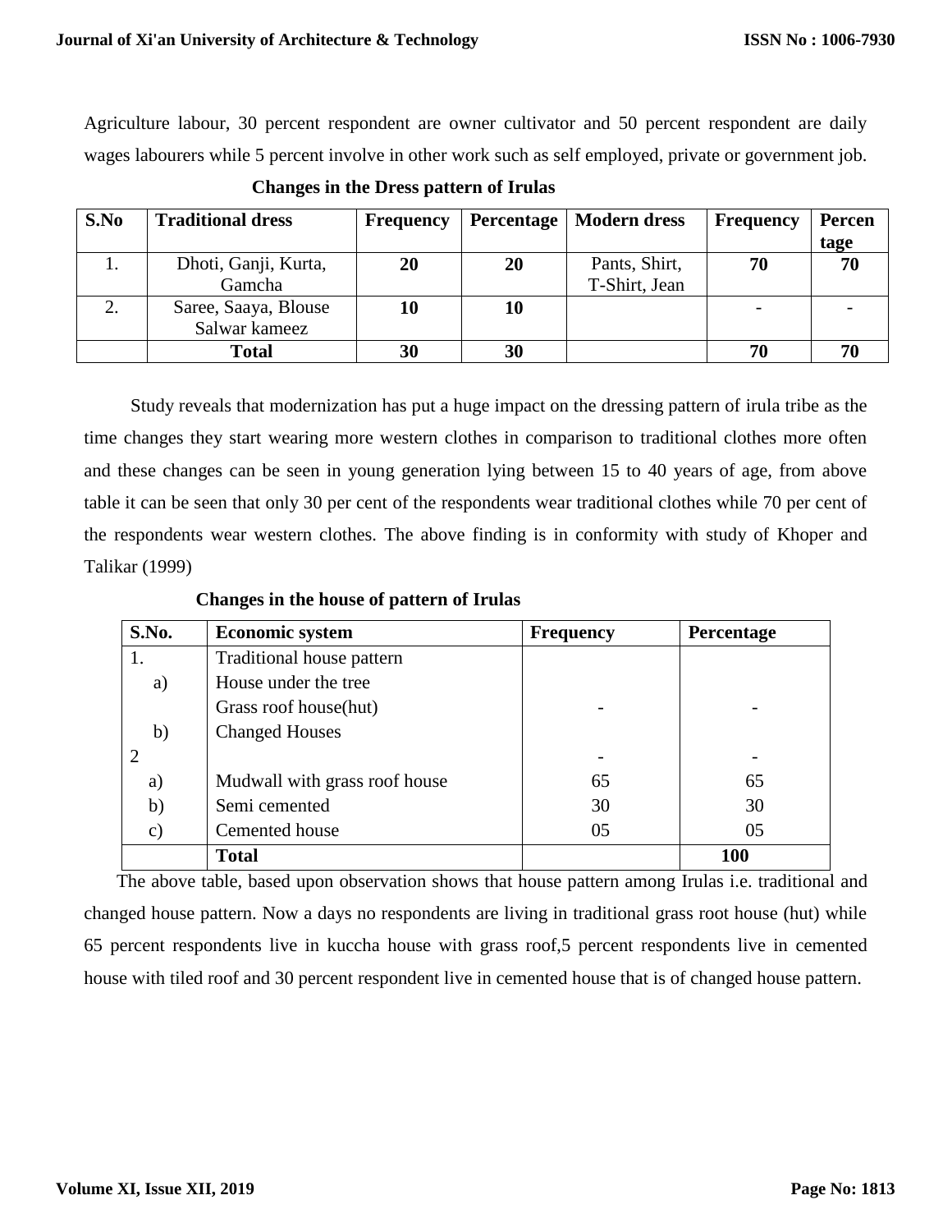Agriculture labour, 30 percent respondent are owner cultivator and 50 percent respondent are daily wages labourers while 5 percent involve in other work such as self employed, private or government job.

**Changes in the Dress pattern of Irulas**

| S.No | Traditional dress | Frequency | Percentage | Modern dress | Frequency | Percentage |
|---|---|---|---|---|---|---|
| 1. | Dhoti, Ganji, Kurta, Gamcha | **20** | **20** | Pants, Shirt, T-Shirt, Jean | **70** | **70** |
| 2. | Saree, Saaya, Blouse Salwar kameez | **10** | **10** | | - | - |
| | **Total** | **30** | **30** | | **70** | **70** |

Study reveals that modernization has put a huge impact on the dressing pattern of irula tribe as the time changes they start wearing more western clothes in comparison to traditional clothes more often and these changes can be seen in young generation lying between 15 to 40 years of age, from above table it can be seen that only 30 per cent of the respondents wear traditional clothes while 70 per cent of the respondents wear western clothes. The above finding is in conformity with study of Khoper and Talikar (1999)

**Changes in the house of pattern of Irulas**

| S.No. | Economic system | Frequency | Percentage |
|---|---|---|---|
| 1. | Traditional house pattern | | |
| a) | House under the tree | | |
| | Grass roof house(hut) | - | - |
| b) | Changed Houses | | |
| 2 | | - | - |
| a) | Mudwall with grass roof house | 65 | 65 |
| b) | Semi cemented | 30 | 30 |
| c) | Cemented house | 05 | 05 |
| | **Total** | | **100** |

The above table, based upon observation shows that house pattern among Irulas i.e. traditional and changed house pattern. Now a days no respondents are living in traditional grass root house (hut) while 65 percent respondents live in kuccha house with grass roof,5 percent respondents live in cemented house with tiled roof and 30 percent respondent live in cemented house that is of changed house pattern.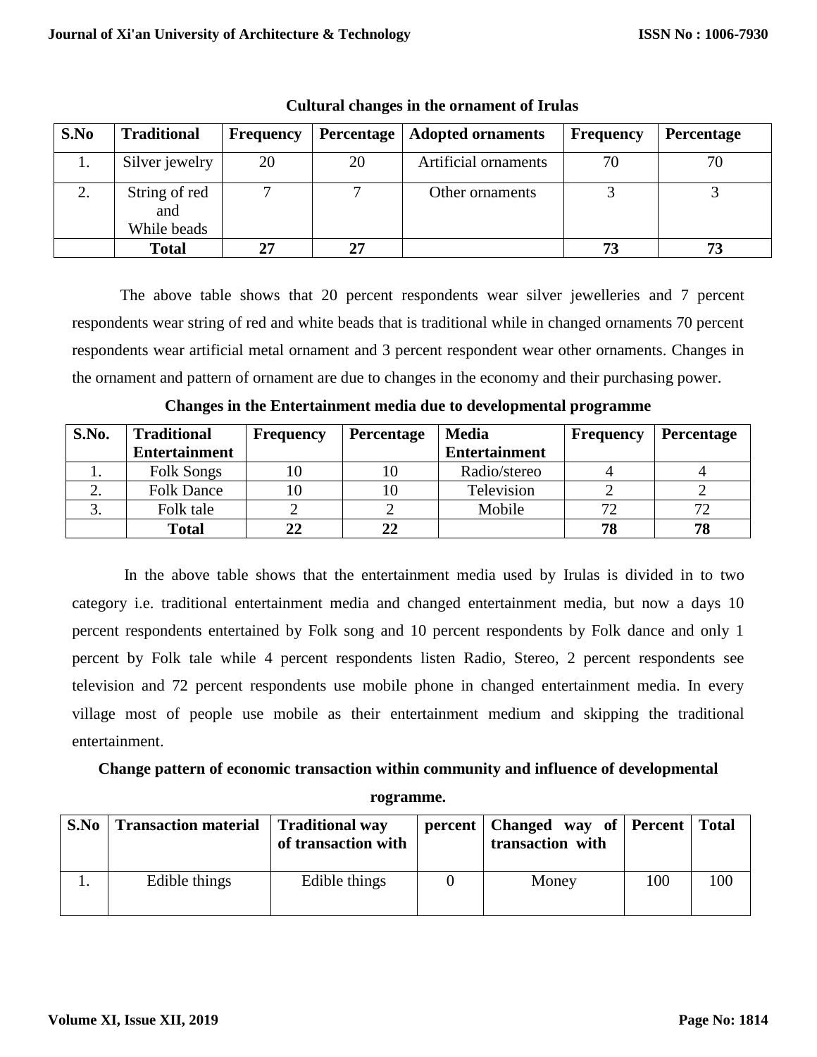**Cultural changes in the ornament of Irulas**

| S.No | Traditional | Frequency | Percentage | Adopted ornaments | Frequency | Percentage |
|---|---|---|---|---|---|---|
| 1. | Silver jewelry | 20 | 20 | Artificial ornaments | 70 | 70 |
| 2. | String of red and While beads | 7 | 7 | Other ornaments | 3 | 3 |
| | **Total** | **27** | **27** | | **73** | **73** |

The above table shows that 20 percent respondents wear silver jewelleries and 7 percent respondents wear string of red and white beads that is traditional while in changed ornaments 70 percent respondents wear artificial metal ornament and 3 percent respondent wear other ornaments. Changes in the ornament and pattern of ornament are due to changes in the economy and their purchasing power.

**Changes in the Entertainment media due to developmental programme**

| S.No. | Traditional Entertainment | Frequency | Percentage | Media Entertainment | Frequency | Percentage |
|---|---|---|---|---|---|---|
| 1. | Folk Songs | 10 | 10 | Radio/stereo | 4 | 4 |
| 2. | Folk Dance | 10 | 10 | Television | 2 | 2 |
| 3. | Folk tale | 2 | 2 | Mobile | 72 | 72 |
| | **Total** | **22** | **22** | | **78** | **78** |

In the above table shows that the entertainment media used by Irulas is divided in to two category i.e. traditional entertainment media and changed entertainment media, but now a days 10 percent respondents entertained by Folk song and 10 percent respondents by Folk dance and only 1 percent by Folk tale while 4 percent respondents listen Radio, Stereo, 2 percent respondents see television and 72 percent respondents use mobile phone in changed entertainment media. In every village most of people use mobile as their entertainment medium and skipping the traditional entertainment.

**Change pattern of economic transaction within community and influence of developmental rogramme.**

| S.No | Transaction material | Traditional way of transaction with | percent | Changed way of transaction with | Percent | Total |
|---|---|---|---|---|---|---|
| 1. | Edible things | Edible things | 0 | Money | 100 | 100 |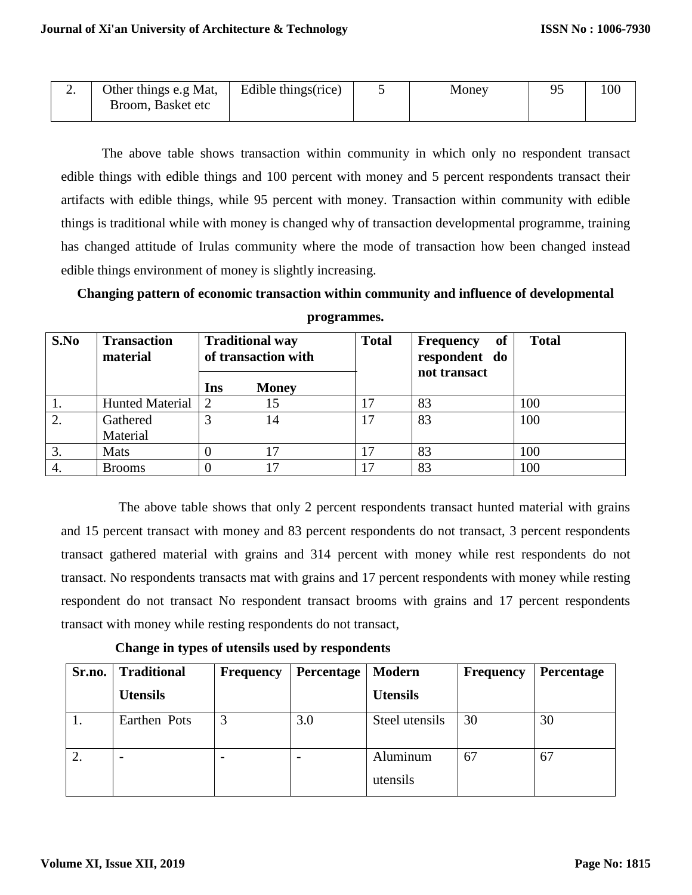| 2. | Other things e.g Mat, Broom, Basket etc | Edible things(rice) | 5 | Money | 95 | 100 |
|---|---|---|---|---|---|---|

The above table shows transaction within community in which only no respondent transact edible things with edible things and 100 percent with money and 5 percent respondents transact their artifacts with edible things, while 95 percent with money. Transaction within community with edible things is traditional while with money is changed why of transaction developmental programme, training has changed attitude of Irulas community where the mode of transaction how been changed instead edible things environment of money is slightly increasing.

**Changing pattern of economic transaction within community and influence of developmental programmes.**

| S.No | Transaction material | Traditional way of transaction with | | Total | Frequency of respondent do not transact | Total |
|---|---|---|---|---|---|---|
| | | Ins | Money | | | |
| 1. | Hunted Material | 2 | 15 | 17 | 83 | 100 |
| 2. | Gathered Material | 3 | 14 | 17 | 83 | 100 |
| 3. | Mats | 0 | 17 | 17 | 83 | 100 |
| 4. | Brooms | 0 | 17 | 17 | 83 | 100 |

The above table shows that only 2 percent respondents transact hunted material with grains and 15 percent transact with money and 83 percent respondents do not transact, 3 percent respondents transact gathered material with grains and 314 percent with money while rest respondents do not transact. No respondents transacts mat with grains and 17 percent respondents with money while resting respondent do not transact No respondent transact brooms with grains and 17 percent respondents transact with money while resting respondents do not transact,

**Change in types of utensils used by respondents**

| Sr.no. | Traditional Utensils | Frequency | Percentage | Modern Utensils | Frequency | Percentage |
|---|---|---|---|---|---|---|
| 1. | Earthen Pots | 3 | 3.0 | Steel utensils | 30 | 30 |
| 2. | - | - | - | Aluminum utensils | 67 | 67 |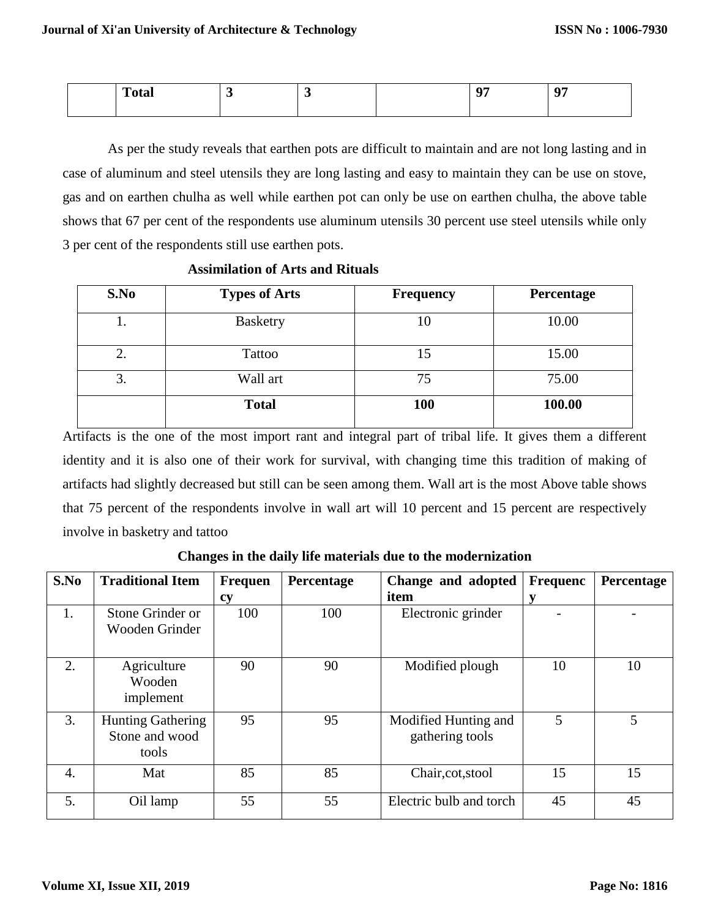| | **Total** | **3** | **3** | | **97** | **97** |
|---|---|---|---|---|---|---|

As per the study reveals that earthen pots are difficult to maintain and are not long lasting and in case of aluminum and steel utensils they are long lasting and easy to maintain they can be use on stove, gas and on earthen chulha as well while earthen pot can only be use on earthen chulha, the above table shows that 67 per cent of the respondents use aluminum utensils 30 percent use steel utensils while only 3 per cent of the respondents still use earthen pots.

**Assimilation of Arts and Rituals**

| S.No | Types of Arts | Frequency | Percentage |
|---|---|---|---|
| 1. | Basketry | 10 | 10.00 |
| 2. | Tattoo | 15 | 15.00 |
| 3. | Wall art | 75 | 75.00 |
| | **Total** | **100** | **100.00** |

Artifacts is the one of the most import rant and integral part of tribal life. It gives them a different identity and it is also one of their work for survival, with changing time this tradition of making of artifacts had slightly decreased but still can be seen among them. Wall art is the most Above table shows that 75 percent of the respondents involve in wall art will 10 percent and 15 percent are respectively involve in basketry and tattoo

**Changes in the daily life materials due to the modernization**

| S.No | Traditional Item | Frequency | Percentage | Change and adopted item | Frequency | Percentage |
|---|---|---|---|---|---|---|
| 1. | Stone Grinder or Wooden Grinder | 100 | 100 | Electronic grinder | - | - |
| 2. | Agriculture Wooden implement | 90 | 90 | Modified plough | 10 | 10 |
| 3. | Hunting Gathering Stone and wood tools | 95 | 95 | Modified Hunting and gathering tools | 5 | 5 |
| 4. | Mat | 85 | 85 | Chair,cot,stool | 15 | 15 |
| 5. | Oil lamp | 55 | 55 | Electric bulb and torch | 45 | 45 |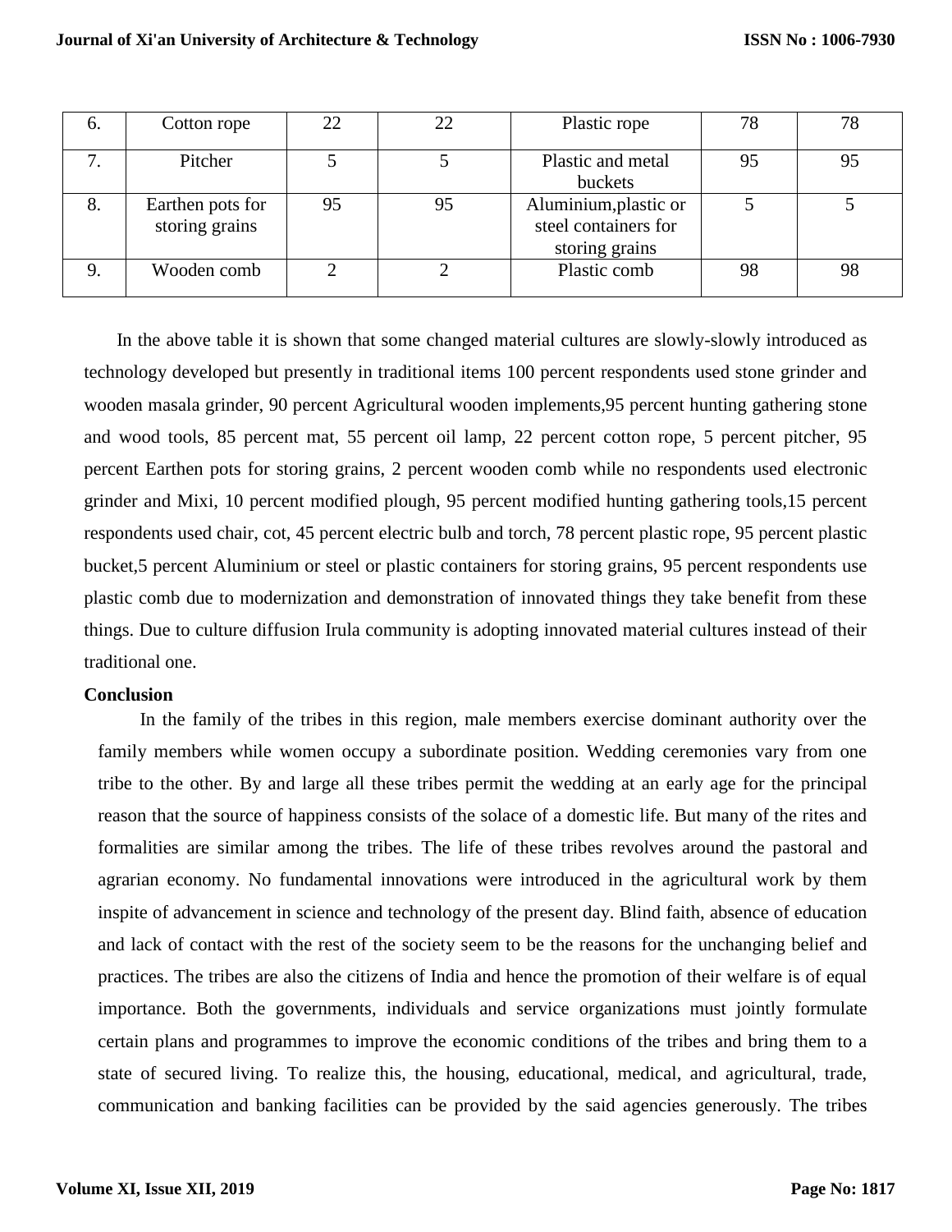| 6. | Cotton rope | 22 | 22 | Plastic rope | 78 | 78 |
|---|---|---|---|---|---|---|
| 7. | Pitcher | 5 | 5 | Plastic and metal buckets | 95 | 95 |
| 8. | Earthen pots for storing grains | 95 | 95 | Aluminium,plastic or steel containers for storing grains | 5 | 5 |
| 9. | Wooden comb | 2 | 2 | Plastic comb | 98 | 98 |

In the above table it is shown that some changed material cultures are slowly-slowly introduced as technology developed but presently in traditional items 100 percent respondents used stone grinder and wooden masala grinder, 90 percent Agricultural wooden implements,95 percent hunting gathering stone and wood tools, 85 percent mat, 55 percent oil lamp, 22 percent cotton rope, 5 percent pitcher, 95 percent Earthen pots for storing grains, 2 percent wooden comb while no respondents used electronic grinder and Mixi, 10 percent modified plough, 95 percent modified hunting gathering tools,15 percent respondents used chair, cot, 45 percent electric bulb and torch, 78 percent plastic rope, 95 percent plastic bucket,5 percent Aluminium or steel or plastic containers for storing grains, 95 percent respondents use plastic comb due to modernization and demonstration of innovated things they take benefit from these things. Due to culture diffusion Irula community is adopting innovated material cultures instead of their traditional one.

**Conclusion**

In the family of the tribes in this region, male members exercise dominant authority over the family members while women occupy a subordinate position. Wedding ceremonies vary from one tribe to the other. By and large all these tribes permit the wedding at an early age for the principal reason that the source of happiness consists of the solace of a domestic life. But many of the rites and formalities are similar among the tribes. The life of these tribes revolves around the pastoral and agrarian economy. No fundamental innovations were introduced in the agricultural work by them inspite of advancement in science and technology of the present day. Blind faith, absence of education and lack of contact with the rest of the society seem to be the reasons for the unchanging belief and practices. The tribes are also the citizens of India and hence the promotion of their welfare is of equal importance. Both the governments, individuals and service organizations must jointly formulate certain plans and programmes to improve the economic conditions of the tribes and bring them to a state of secured living. To realize this, the housing, educational, medical, and agricultural, trade, communication and banking facilities can be provided by the said agencies generously. The tribes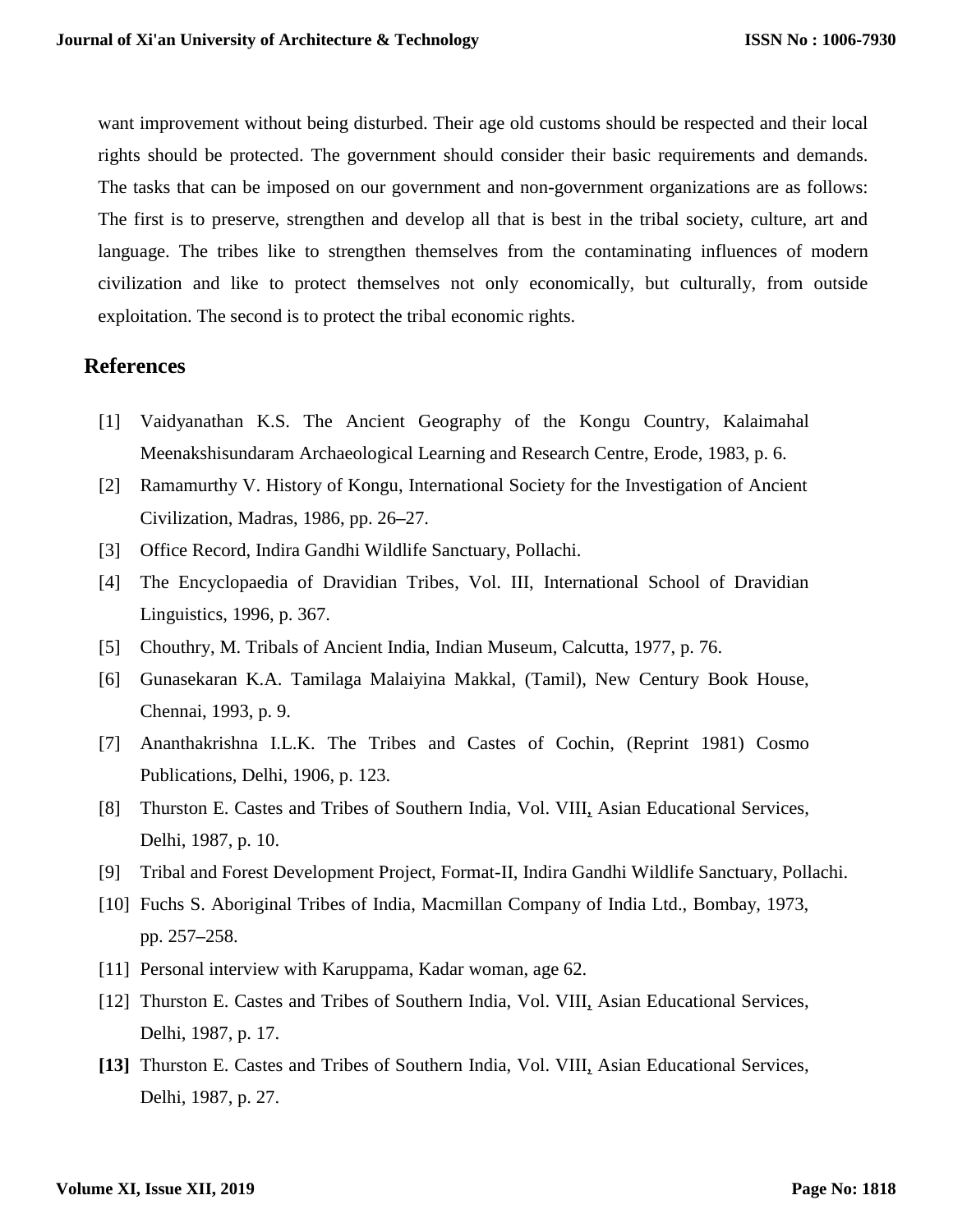want improvement without being disturbed. Their age old customs should be respected and their local rights should be protected. The government should consider their basic requirements and demands. The tasks that can be imposed on our government and non-government organizations are as follows: The first is to preserve, strengthen and develop all that is best in the tribal society, culture, art and language. The tribes like to strengthen themselves from the contaminating influences of modern civilization and like to protect themselves not only economically, but culturally, from outside exploitation. The second is to protect the tribal economic rights.

## References

[1] Vaidyanathan K.S. The Ancient Geography of the Kongu Country, Kalaimahal Meenakshisundaram Archaeological Learning and Research Centre, Erode, 1983, p. 6.

[2] Ramamurthy V. History of Kongu, International Society for the Investigation of Ancient Civilization, Madras, 1986, pp. 26–27.

[3] Office Record, Indira Gandhi Wildlife Sanctuary, Pollachi.

[4] The Encyclopaedia of Dravidian Tribes, Vol. III, International School of Dravidian Linguistics, 1996, p. 367.

[5] Chouthry, M. Tribals of Ancient India, Indian Museum, Calcutta, 1977, p. 76.

[6] Gunasekaran K.A. Tamilaga Malaiyina Makkal, (Tamil), New Century Book House, Chennai, 1993, p. 9.

[7] Ananthakrishna I.L.K. The Tribes and Castes of Cochin, (Reprint 1981) Cosmo Publications, Delhi, 1906, p. 123.

[8] Thurston E. Castes and Tribes of Southern India, Vol. VIII, Asian Educational Services, Delhi, 1987, p. 10.

[9] Tribal and Forest Development Project, Format-II, Indira Gandhi Wildlife Sanctuary, Pollachi.

[10] Fuchs S. Aboriginal Tribes of India, Macmillan Company of India Ltd., Bombay, 1973, pp. 257–258.

[11] Personal interview with Karuppama, Kadar woman, age 62.

[12] Thurston E. Castes and Tribes of Southern India, Vol. VIII, Asian Educational Services, Delhi, 1987, p. 17.

**[13]** Thurston E. Castes and Tribes of Southern India, Vol. VIII, Asian Educational Services, Delhi, 1987, p. 27.